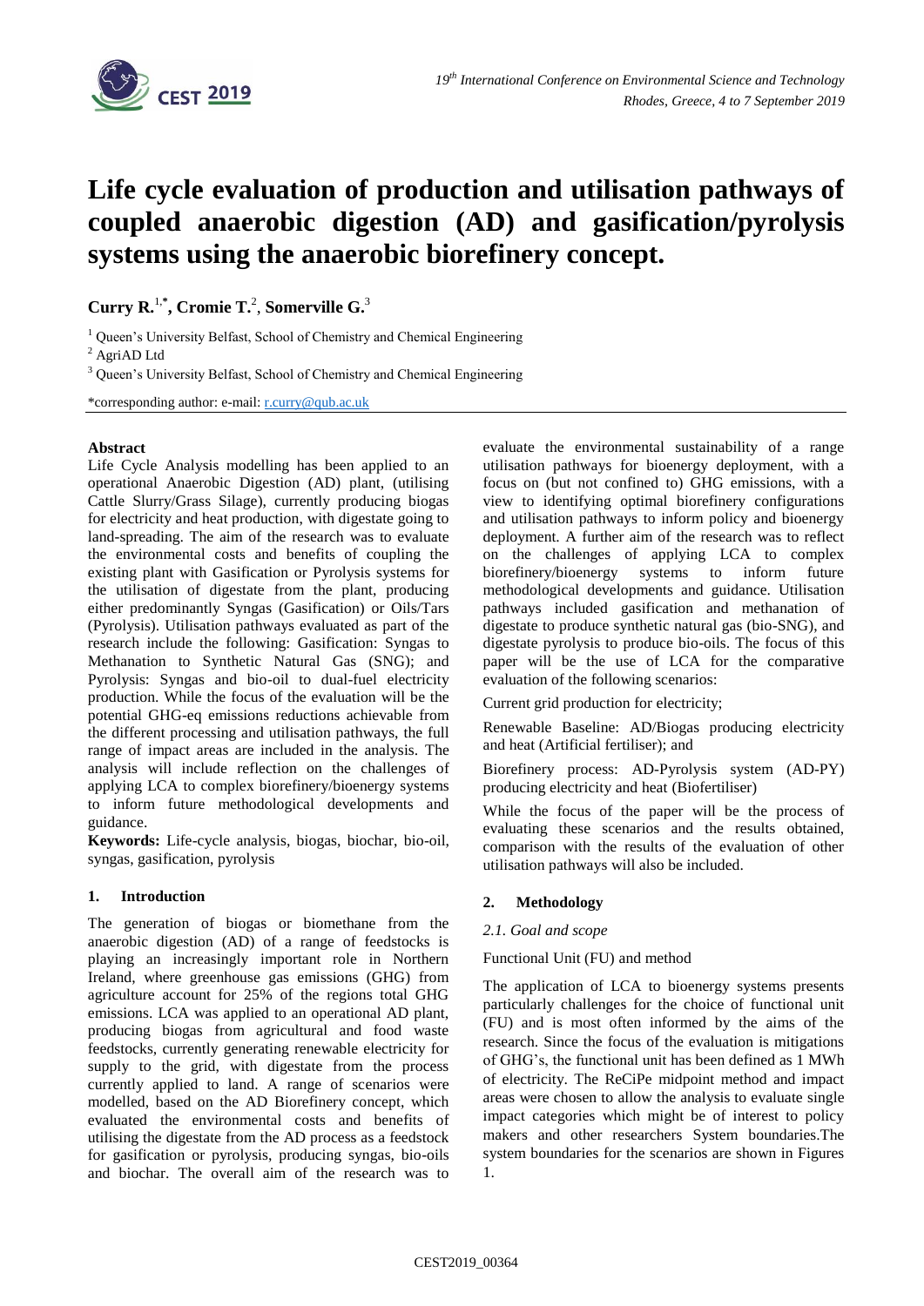# Life cycle evaluation of production and utilisation pathways of coupled anaerobic digestion (AD) and gasification/pyrolysis systems using the anaerobic biorefinery concept.

**Curry R.**[1,*], **Cromie T.**[2], **Somerville G.**[3]

[1] Queen's University Belfast, School of Chemistry and Chemical Engineering

[2] AgriAD Ltd

[3] Queen's University Belfast, School of Chemistry and Chemical Engineering

*corresponding author: e-mail: r.curry@qub.ac.uk

**Abstract**

Life Cycle Analysis modelling has been applied to an operational Anaerobic Digestion (AD) plant, (utilising Cattle Slurry/Grass Silage), currently producing biogas for electricity and heat production, with digestate going to land-spreading. The aim of the research was to evaluate the environmental costs and benefits of coupling the existing plant with Gasification or Pyrolysis systems for the utilisation of digestate from the plant, producing either predominantly Syngas (Gasification) or Oils/Tars (Pyrolysis). Utilisation pathways evaluated as part of the research include the following: Gasification: Syngas to Methanation to Synthetic Natural Gas (SNG); and Pyrolysis: Syngas and bio-oil to dual-fuel electricity production. While the focus of the evaluation will be the potential GHG-eq emissions reductions achievable from the different processing and utilisation pathways, the full range of impact areas are included in the analysis. The analysis will include reflection on the challenges of applying LCA to complex biorefinery/bioenergy systems to inform future methodological developments and guidance.

**Keywords:** Life-cycle analysis, biogas, biochar, bio-oil, syngas, gasification, pyrolysis

## 1. Introduction

The generation of biogas or biomethane from the anaerobic digestion (AD) of a range of feedstocks is playing an increasingly important role in Northern Ireland, where greenhouse gas emissions (GHG) from agriculture account for 25% of the regions total GHG emissions. LCA was applied to an operational AD plant, producing biogas from agricultural and food waste feedstocks, currently generating renewable electricity for supply to the grid, with digestate from the process currently applied to land. A range of scenarios were modelled, based on the AD Biorefinery concept, which evaluated the environmental costs and benefits of utilising the digestate from the AD process as a feedstock for gasification or pyrolysis, producing syngas, bio-oils and biochar. The overall aim of the research was to evaluate the environmental sustainability of a range utilisation pathways for bioenergy deployment, with a focus on (but not confined to) GHG emissions, with a view to identifying optimal biorefinery configurations and utilisation pathways to inform policy and bioenergy deployment. A further aim of the research was to reflect on the challenges of applying LCA to complex biorefinery/bioenergy systems to inform future methodological developments and guidance. Utilisation pathways included gasification and methanation of digestate to produce synthetic natural gas (bio-SNG), and digestate pyrolysis to produce bio-oils. The focus of this paper will be the use of LCA for the comparative evaluation of the following scenarios:

Current grid production for electricity;

Renewable Baseline: AD/Biogas producing electricity and heat (Artificial fertiliser); and

Biorefinery process: AD-Pyrolysis system (AD-PY) producing electricity and heat (Biofertiliser)

While the focus of the paper will be the process of evaluating these scenarios and the results obtained, comparison with the results of the evaluation of other utilisation pathways will also be included.

## 2. Methodology

### 2.1. Goal and scope

Functional Unit (FU) and method

The application of LCA to bioenergy systems presents particularly challenges for the choice of functional unit (FU) and is most often informed by the aims of the research. Since the focus of the evaluation is mitigations of GHG's, the functional unit has been defined as 1 MWh of electricity. The ReCiPe midpoint method and impact areas were chosen to allow the analysis to evaluate single impact categories which might be of interest to policy makers and other researchers System boundaries.The system boundaries for the scenarios are shown in Figures 1.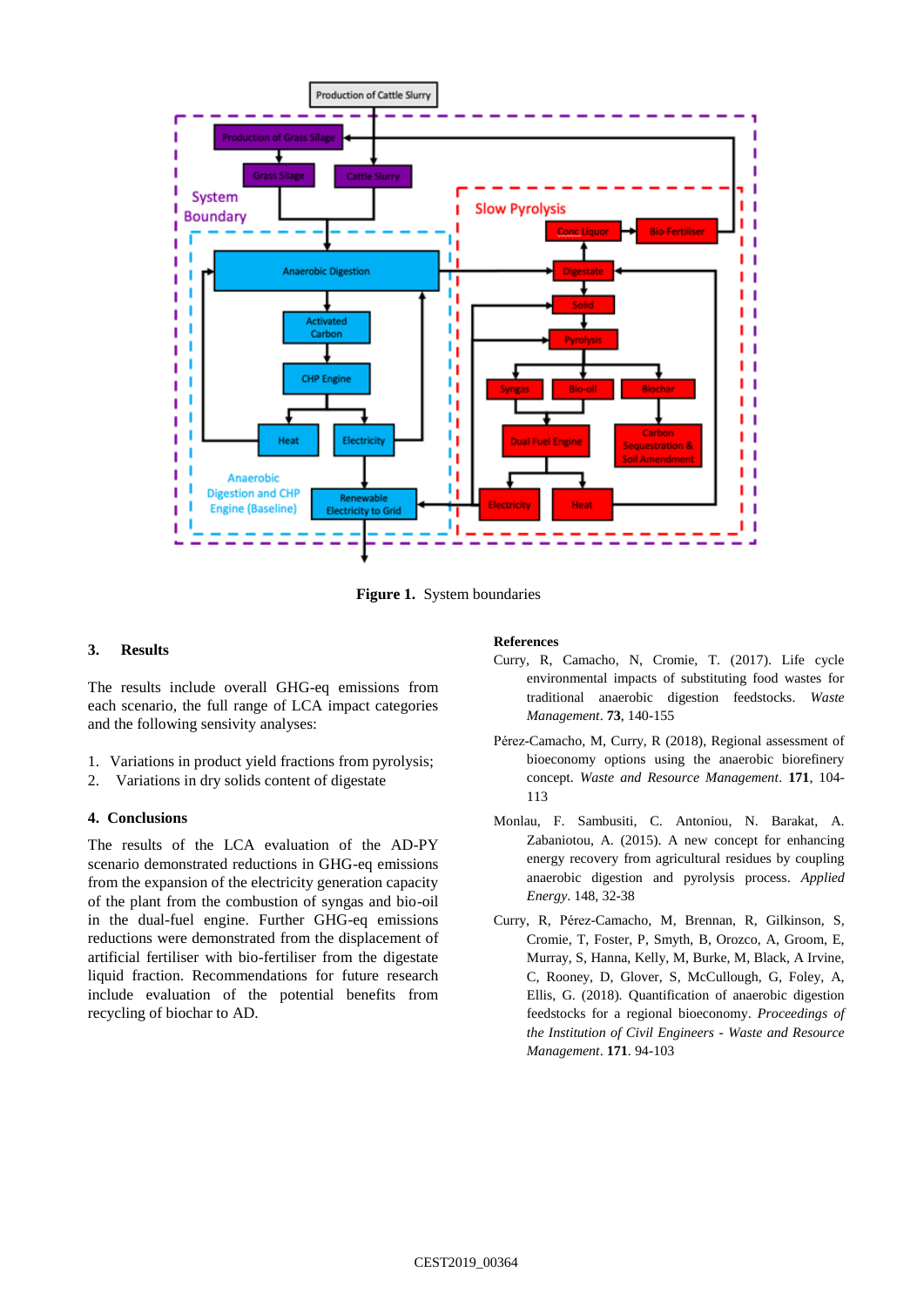Production of Cattle Slurry

System Boundary

Production of Grass Silage

Grass Silage

Cattle Slurry

Slow Pyrolysis

Conc Liquor

Bio-Fertiliser

Anaerobic Digestion

Digestate

Solid

Activated Carbon

Pyrolysis

CHP Engine

Syngas

Bio-oil

Biochar

Heat

Electricity

Dual Fuel Engine

Carbon Sequestration & Soil Amendment

Anaerobic Digestion and CHP Engine (Baseline)

Renewable Electricity to Grid

Electricity

Heat

**Figure 1.** System boundaries

## 3. Results

The results include overall GHG-eq emissions from each scenario, the full range of LCA impact categories and the following sensivity analyses:

1. Variations in product yield fractions from pyrolysis;
2. Variations in dry solids content of digestate

## 4. Conclusions

The results of the LCA evaluation of the AD-PY scenario demonstrated reductions in GHG-eq emissions from the expansion of the electricity generation capacity of the plant from the combustion of syngas and bio-oil in the dual-fuel engine. Further GHG-eq emissions reductions were demonstrated from the displacement of artificial fertiliser with bio-fertiliser from the digestate liquid fraction. Recommendations for future research include evaluation of the potential benefits from recycling of biochar to AD.

## References

Curry, R, Camacho, N, Cromie, T. (2017). Life cycle environmental impacts of substituting food wastes for traditional anaerobic digestion feedstocks. *Waste Management*. **73**, 140-155

Pérez-Camacho, M, Curry, R (2018), Regional assessment of bioeconomy options using the anaerobic biorefinery concept. *Waste and Resource Management*. **171**, 104-113

Monlau, F. Sambusiti, C. Antoniou, N. Barakat, A. Zabaniotou, A. (2015). A new concept for enhancing energy recovery from agricultural residues by coupling anaerobic digestion and pyrolysis process. *Applied Energy*. 148, 32-38

Curry, R, Pérez-Camacho, M, Brennan, R, Gilkinson, S, Cromie, T, Foster, P, Smyth, B, Orozco, A, Groom, E, Murray, S, Hanna, Kelly, M, Burke, M, Black, A Irvine, C, Rooney, D, Glover, S, McCullough, G, Foley, A, Ellis, G. (2018). Quantification of anaerobic digestion feedstocks for a regional bioeconomy. *Proceedings of the Institution of Civil Engineers - Waste and Resource Management*. **171**. 94-103